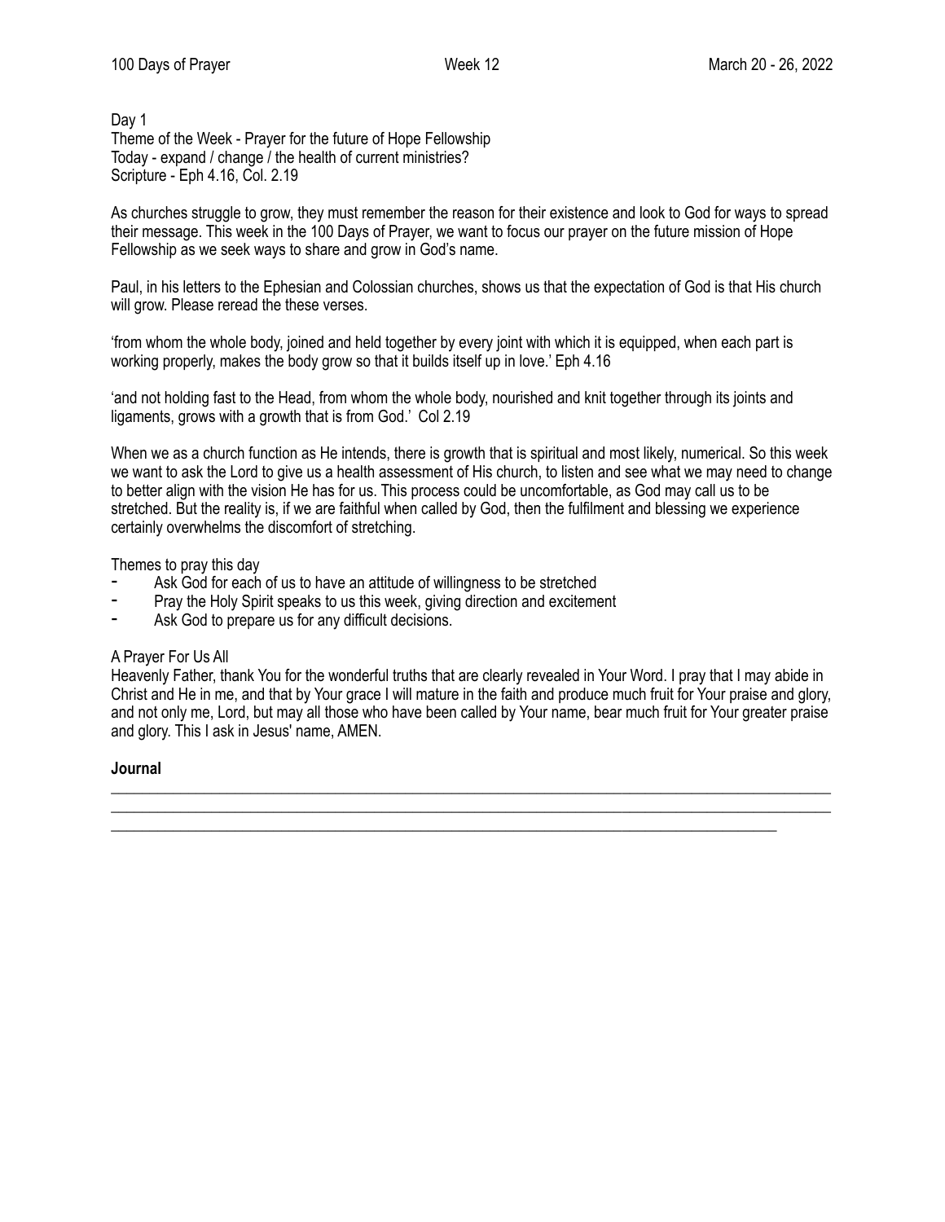Day 1
Theme of the Week - Prayer for the future of Hope Fellowship
Today - expand / change / the health of current ministries?
Scripture - Eph 4.16, Col. 2.19

As churches struggle to grow, they must remember the reason for their existence and look to God for ways to spread their message. This week in the 100 Days of Prayer, we want to focus our prayer on the future mission of Hope Fellowship as we seek ways to share and grow in God's name.

Paul, in his letters to the Ephesian and Colossian churches, shows us that the expectation of God is that His church will grow. Please reread the these verses.

'from whom the whole body, joined and held together by every joint with which it is equipped, when each part is working properly, makes the body grow so that it builds itself up in love.' Eph 4.16

'and not holding fast to the Head, from whom the whole body, nourished and knit together through its joints and ligaments, grows with a growth that is from God.' Col 2.19

When we as a church function as He intends, there is growth that is spiritual and most likely, numerical. So this week we want to ask the Lord to give us a health assessment of His church, to listen and see what we may need to change to better align with the vision He has for us. This process could be uncomfortable, as God may call us to be stretched. But the reality is, if we are faithful when called by God, then the fulfilment and blessing we experience certainly overwhelms the discomfort of stretching.

Themes to pray this day

- Ask God for each of us to have an attitude of willingness to be stretched
- Pray the Holy Spirit speaks to us this week, giving direction and excitement
- Ask God to prepare us for any difficult decisions.

A Prayer For Us All
Heavenly Father, thank You for the wonderful truths that are clearly revealed in Your Word. I pray that I may abide in Christ and He in me, and that by Your grace I will mature in the faith and produce much fruit for Your praise and glory, and not only me, Lord, but may all those who have been called by Your name, bear much fruit for Your greater praise and glory. This I ask in Jesus' name, AMEN.

**Journal**

___________________________________________________________________________________________
___________________________________________________________________________________________
___________________________________________________________________________________________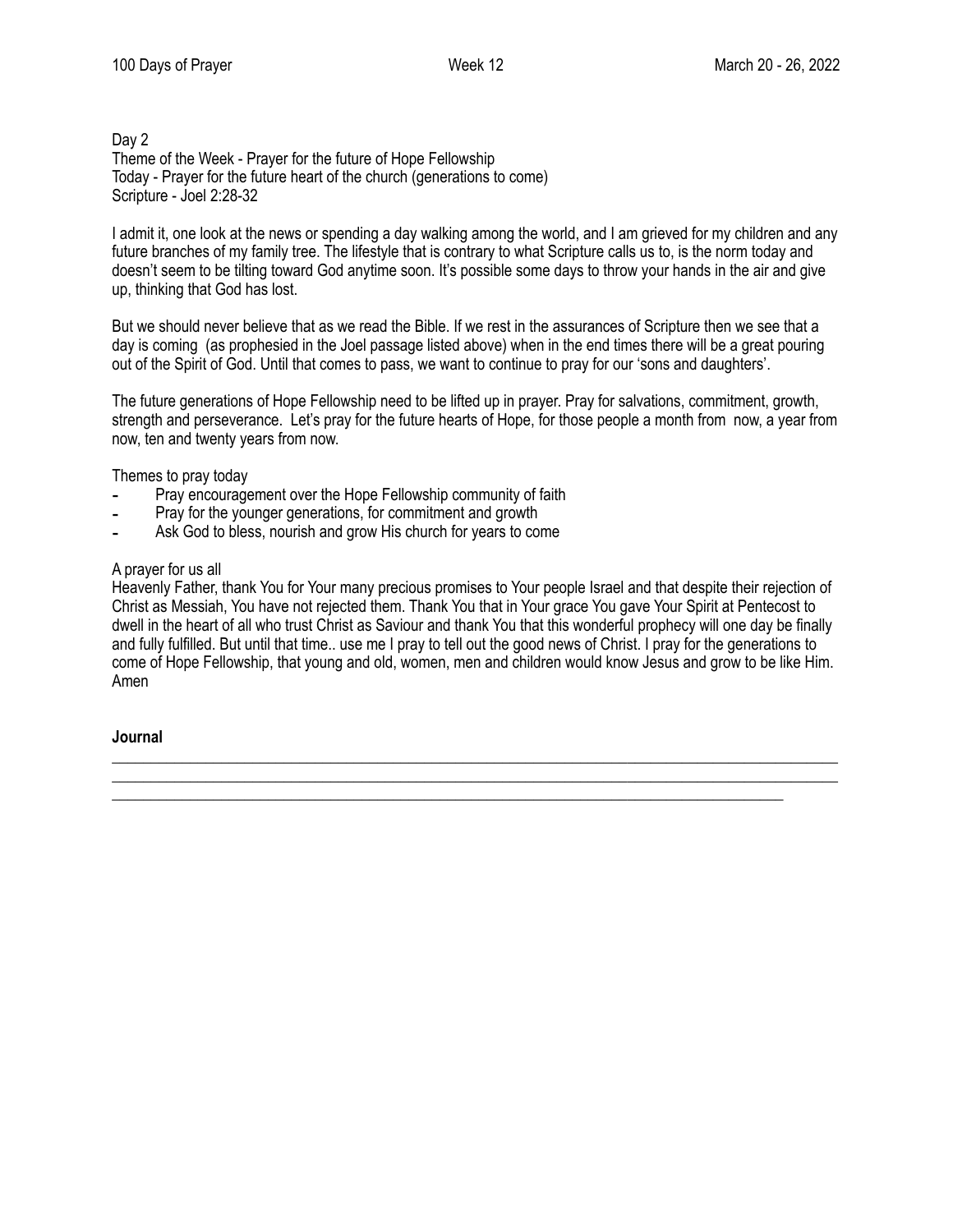Day 2

Theme of the Week - Prayer for the future of Hope Fellowship

Today - Prayer for the future heart of the church (generations to come)

Scripture - Joel 2:28-32

I admit it, one look at the news or spending a day walking among the world, and I am grieved for my children and any future branches of my family tree. The lifestyle that is contrary to what Scripture calls us to, is the norm today and doesn't seem to be tilting toward God anytime soon. It's possible some days to throw your hands in the air and give up, thinking that God has lost.

But we should never believe that as we read the Bible. If we rest in the assurances of Scripture then we see that a day is coming (as prophesied in the Joel passage listed above) when in the end times there will be a great pouring out of the Spirit of God. Until that comes to pass, we want to continue to pray for our 'sons and daughters'.

The future generations of Hope Fellowship need to be lifted up in prayer. Pray for salvations, commitment, growth, strength and perseverance. Let's pray for the future hearts of Hope, for those people a month from now, a year from now, ten and twenty years from now.

Themes to pray today

- Pray encouragement over the Hope Fellowship community of faith
- Pray for the younger generations, for commitment and growth
- Ask God to bless, nourish and grow His church for years to come

A prayer for us all

Heavenly Father, thank You for Your many precious promises to Your people Israel and that despite their rejection of Christ as Messiah, You have not rejected them. Thank You that in Your grace You gave Your Spirit at Pentecost to dwell in the heart of all who trust Christ as Saviour and thank You that this wonderful prophecy will one day be finally and fully fulfilled. But until that time.. use me I pray to tell out the good news of Christ. I pray for the generations to come of Hope Fellowship, that young and old, women, men and children would know Jesus and grow to be like Him. Amen

**Journal**

\_\_\_\_\_\_\_\_\_\_\_\_\_\_\_\_\_\_\_\_\_\_\_\_\_\_\_\_\_\_\_\_\_\_\_\_\_\_\_\_\_\_\_\_\_\_\_\_\_\_\_\_\_\_\_\_\_\_\_\_\_\_\_\_\_\_\_\_\_\_\_\_\_\_\_\_\_\_

\_\_\_\_\_\_\_\_\_\_\_\_\_\_\_\_\_\_\_\_\_\_\_\_\_\_\_\_\_\_\_\_\_\_\_\_\_\_\_\_\_\_\_\_\_\_\_\_\_\_\_\_\_\_\_\_\_\_\_\_\_\_\_\_\_\_\_\_\_\_\_\_\_\_\_\_\_\_

\_\_\_\_\_\_\_\_\_\_\_\_\_\_\_\_\_\_\_\_\_\_\_\_\_\_\_\_\_\_\_\_\_\_\_\_\_\_\_\_\_\_\_\_\_\_\_\_\_\_\_\_\_\_\_\_\_\_\_\_\_\_\_\_\_\_\_\_\_\_\_\_\_\_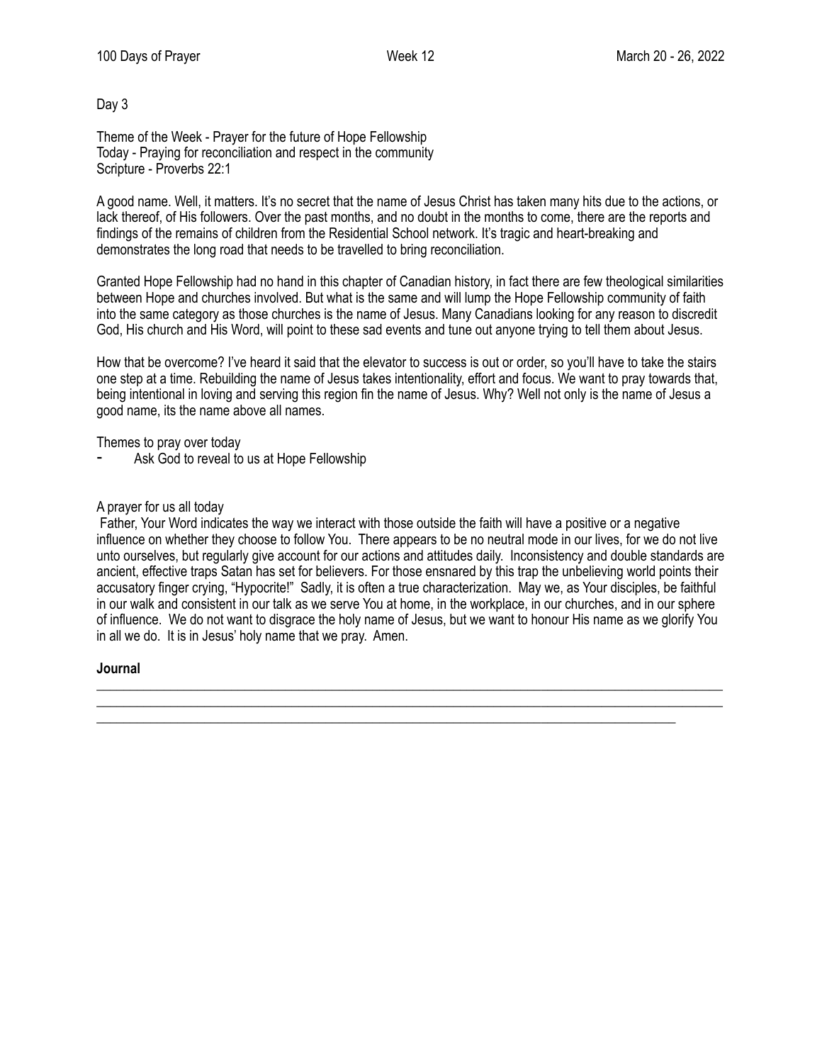Day 3

Theme of the Week - Prayer for the future of Hope Fellowship
Today - Praying for reconciliation and respect in the community
Scripture - Proverbs 22:1

A good name. Well, it matters. It's no secret that the name of Jesus Christ has taken many hits due to the actions, or lack thereof, of His followers. Over the past months, and no doubt in the months to come, there are the reports and findings of the remains of children from the Residential School network. It's tragic and heart-breaking and demonstrates the long road that needs to be travelled to bring reconciliation.

Granted Hope Fellowship had no hand in this chapter of Canadian history, in fact there are few theological similarities between Hope and churches involved. But what is the same and will lump the Hope Fellowship community of faith into the same category as those churches is the name of Jesus. Many Canadians looking for any reason to discredit God, His church and His Word, will point to these sad events and tune out anyone trying to tell them about Jesus.

How that be overcome? I've heard it said that the elevator to success is out or order, so you'll have to take the stairs one step at a time. Rebuilding the name of Jesus takes intentionality, effort and focus. We want to pray towards that, being intentional in loving and serving this region fin the name of Jesus. Why? Well not only is the name of Jesus a good name, its the name above all names.

Themes to pray over today

- Ask God to reveal to us at Hope Fellowship

A prayer for us all today

Father, Your Word indicates the way we interact with those outside the faith will have a positive or a negative influence on whether they choose to follow You. There appears to be no neutral mode in our lives, for we do not live unto ourselves, but regularly give account for our actions and attitudes daily. Inconsistency and double standards are ancient, effective traps Satan has set for believers. For those ensnared by this trap the unbelieving world points their accusatory finger crying, "Hypocrite!" Sadly, it is often a true characterization. May we, as Your disciples, be faithful in our walk and consistent in our talk as we serve You at home, in the workplace, in our churches, and in our sphere of influence. We do not want to disgrace the holy name of Jesus, but we want to honour His name as we glorify You in all we do. It is in Jesus' holy name that we pray. Amen.

**Journal**

______________________________________________________________________________

______________________________________________________________________________

______________________________________________________________________________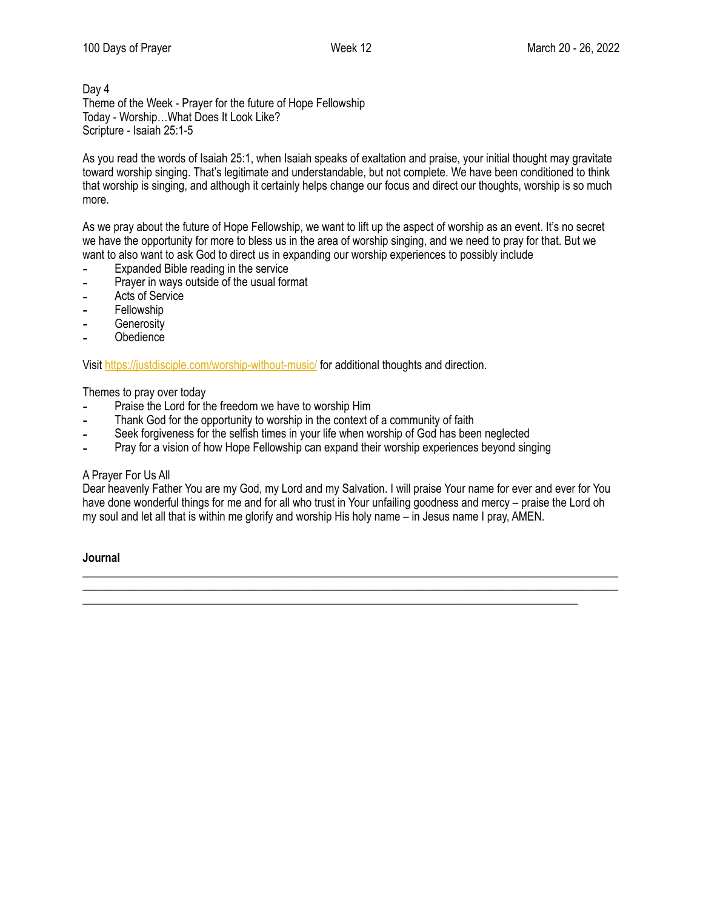Day 4
Theme of the Week - Prayer for the future of Hope Fellowship
Today - Worship…What Does It Look Like?
Scripture - Isaiah 25:1-5

As you read the words of Isaiah 25:1, when Isaiah speaks of exaltation and praise, your initial thought may gravitate toward worship singing. That's legitimate and understandable, but not complete. We have been conditioned to think that worship is singing, and although it certainly helps change our focus and direct our thoughts, worship is so much more.

As we pray about the future of Hope Fellowship, we want to lift up the aspect of worship as an event. It's no secret we have the opportunity for more to bless us in the area of worship singing, and we need to pray for that. But we want to also want to ask God to direct us in expanding our worship experiences to possibly include

- Expanded Bible reading in the service
- Prayer in ways outside of the usual format
- Acts of Service
- Fellowship
- Generosity
- Obedience

Visit https://justdisciple.com/worship-without-music/ for additional thoughts and direction.

Themes to pray over today

- Praise the Lord for the freedom we have to worship Him
- Thank God for the opportunity to worship in the context of a community of faith
- Seek forgiveness for the selfish times in your life when worship of God has been neglected
- Pray for a vision of how Hope Fellowship can expand their worship experiences beyond singing

A Prayer For Us All
Dear heavenly Father You are my God, my Lord and my Salvation. I will praise Your name for ever and ever for You have done wonderful things for me and for all who trust in Your unfailing goodness and mercy – praise the Lord oh my soul and let all that is within me glorify and worship His holy name – in Jesus name I pray, AMEN.

**Journal**

______________________________________________________________________________
______________________________________________________________________________
______________________________________________________________________________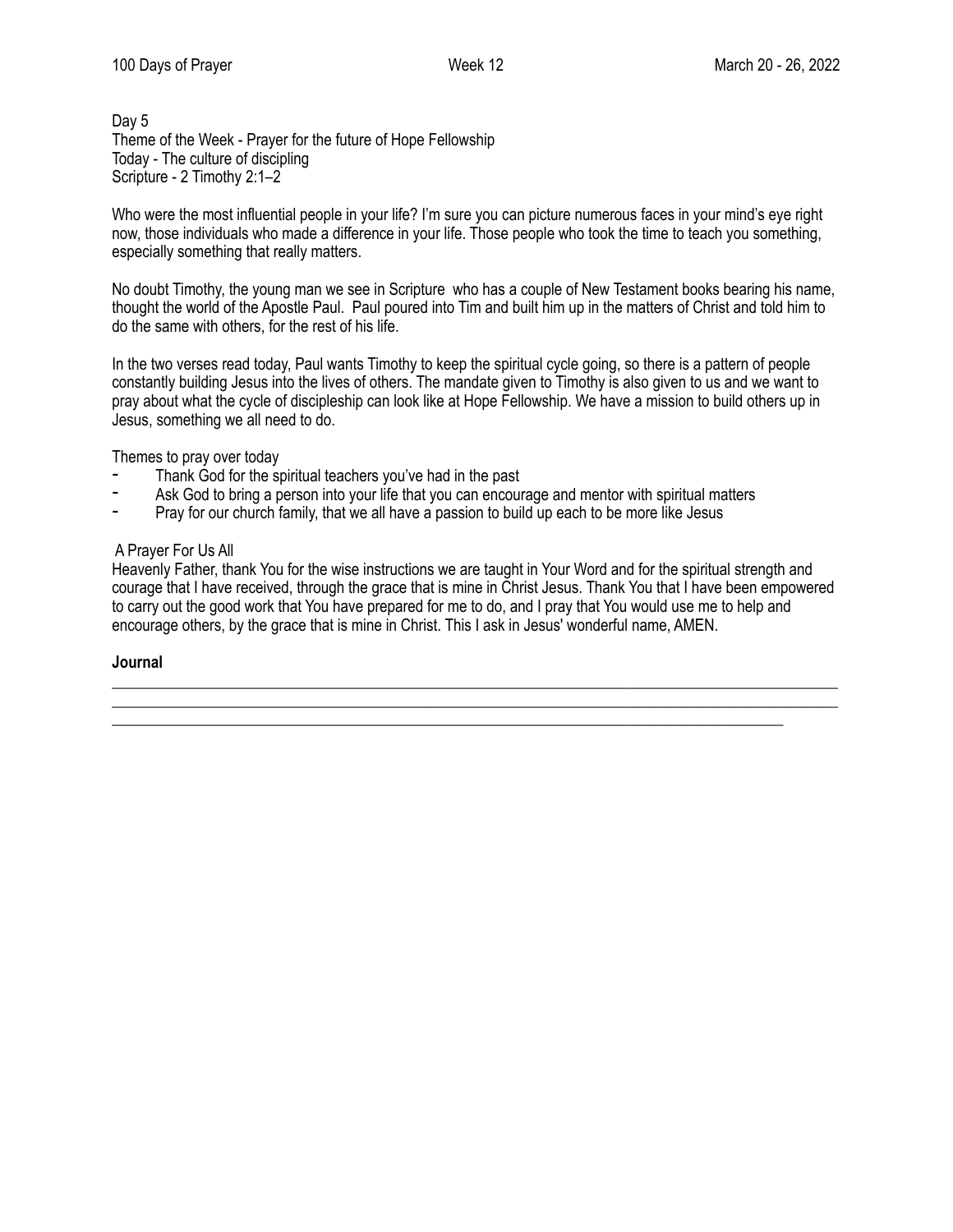Day 5
Theme of the Week - Prayer for the future of Hope Fellowship
Today - The culture of discipling
Scripture - 2 Timothy 2:1–2

Who were the most influential people in your life? I'm sure you can picture numerous faces in your mind's eye right now, those individuals who made a difference in your life. Those people who took the time to teach you something, especially something that really matters.

No doubt Timothy, the young man we see in Scripture who has a couple of New Testament books bearing his name, thought the world of the Apostle Paul. Paul poured into Tim and built him up in the matters of Christ and told him to do the same with others, for the rest of his life.

In the two verses read today, Paul wants Timothy to keep the spiritual cycle going, so there is a pattern of people constantly building Jesus into the lives of others. The mandate given to Timothy is also given to us and we want to pray about what the cycle of discipleship can look like at Hope Fellowship. We have a mission to build others up in Jesus, something we all need to do.

Themes to pray over today

- Thank God for the spiritual teachers you've had in the past
- Ask God to bring a person into your life that you can encourage and mentor with spiritual matters
- Pray for our church family, that we all have a passion to build up each to be more like Jesus

A Prayer For Us All
Heavenly Father, thank You for the wise instructions we are taught in Your Word and for the spiritual strength and courage that I have received, through the grace that is mine in Christ Jesus. Thank You that I have been empowered to carry out the good work that You have prepared for me to do, and I pray that You would use me to help and encourage others, by the grace that is mine in Christ. This I ask in Jesus' wonderful name, AMEN.

**Journal**

______________________________________________________________________________________

______________________________________________________________________________________

__________________________________________________________________________________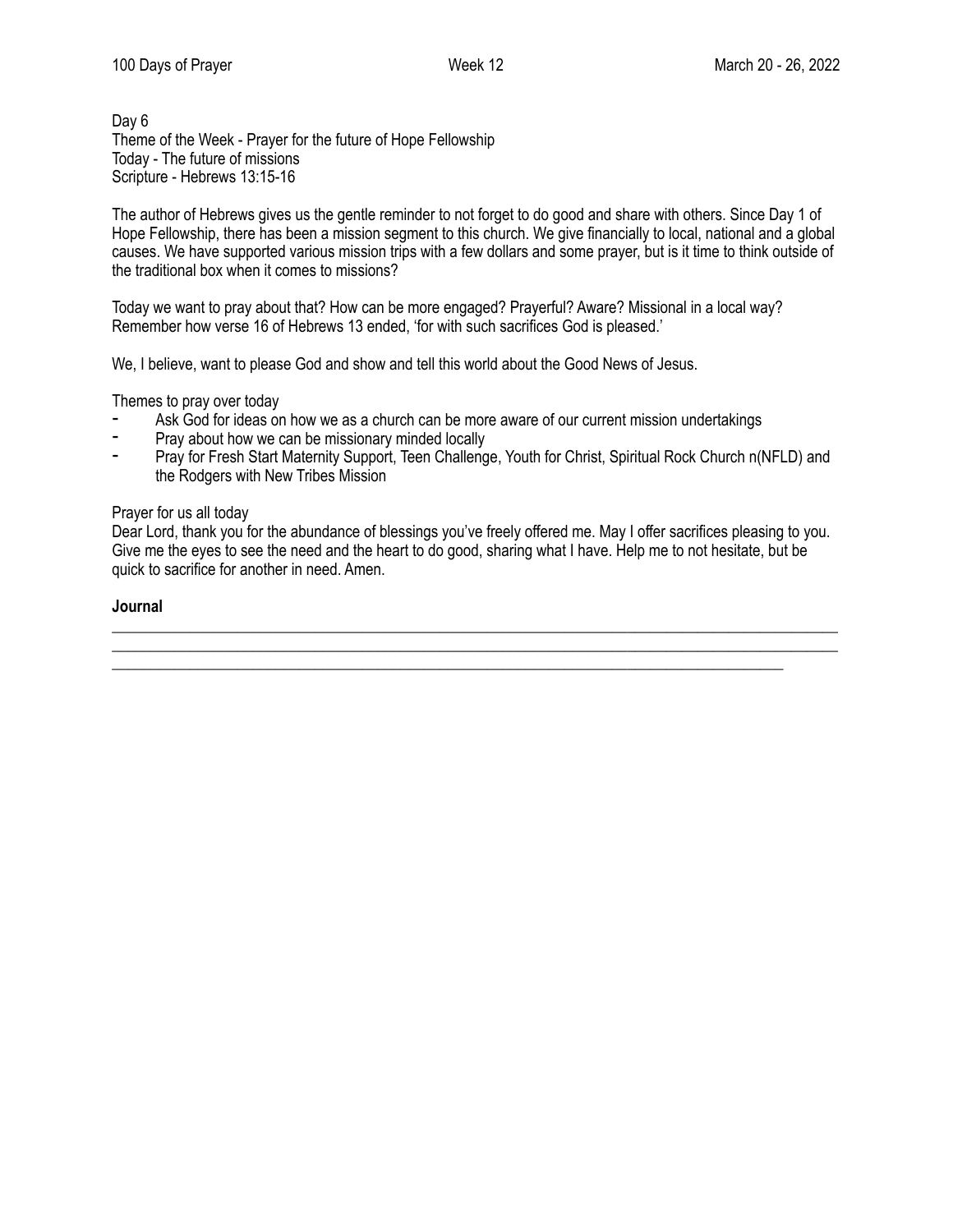Day 6
Theme of the Week - Prayer for the future of Hope Fellowship
Today - The future of missions
Scripture - Hebrews 13:15-16

The author of Hebrews gives us the gentle reminder to not forget to do good and share with others. Since Day 1 of Hope Fellowship, there has been a mission segment to this church. We give financially to local, national and a global causes. We have supported various mission trips with a few dollars and some prayer, but is it time to think outside of the traditional box when it comes to missions?

Today we want to pray about that? How can be more engaged? Prayerful? Aware? Missional in a local way? Remember how verse 16 of Hebrews 13 ended, 'for with such sacrifices God is pleased.'

We, I believe, want to please God and show and tell this world about the Good News of Jesus.

Themes to pray over today

- Ask God for ideas on how we as a church can be more aware of our current mission undertakings
- Pray about how we can be missionary minded locally
- Pray for Fresh Start Maternity Support, Teen Challenge, Youth for Christ, Spiritual Rock Church n(NFLD) and the Rodgers with New Tribes Mission

Prayer for us all today
Dear Lord, thank you for the abundance of blessings you've freely offered me. May I offer sacrifices pleasing to you. Give me the eyes to see the need and the heart to do good, sharing what I have. Help me to not hesitate, but be quick to sacrifice for another in need. Amen.

**Journal**

\_\_\_\_\_\_\_\_\_\_\_\_\_\_\_\_\_\_\_\_\_\_\_\_\_\_\_\_\_\_\_\_\_\_\_\_\_\_\_\_\_\_\_\_\_\_\_\_\_\_\_\_\_\_\_\_\_\_\_\_\_\_\_\_\_\_\_\_\_\_\_\_\_\_\_\_\_\_
\_\_\_\_\_\_\_\_\_\_\_\_\_\_\_\_\_\_\_\_\_\_\_\_\_\_\_\_\_\_\_\_\_\_\_\_\_\_\_\_\_\_\_\_\_\_\_\_\_\_\_\_\_\_\_\_\_\_\_\_\_\_\_\_\_\_\_\_\_\_\_\_\_\_\_\_\_\_
\_\_\_\_\_\_\_\_\_\_\_\_\_\_\_\_\_\_\_\_\_\_\_\_\_\_\_\_\_\_\_\_\_\_\_\_\_\_\_\_\_\_\_\_\_\_\_\_\_\_\_\_\_\_\_\_\_\_\_\_\_\_\_\_\_\_\_\_\_\_\_\_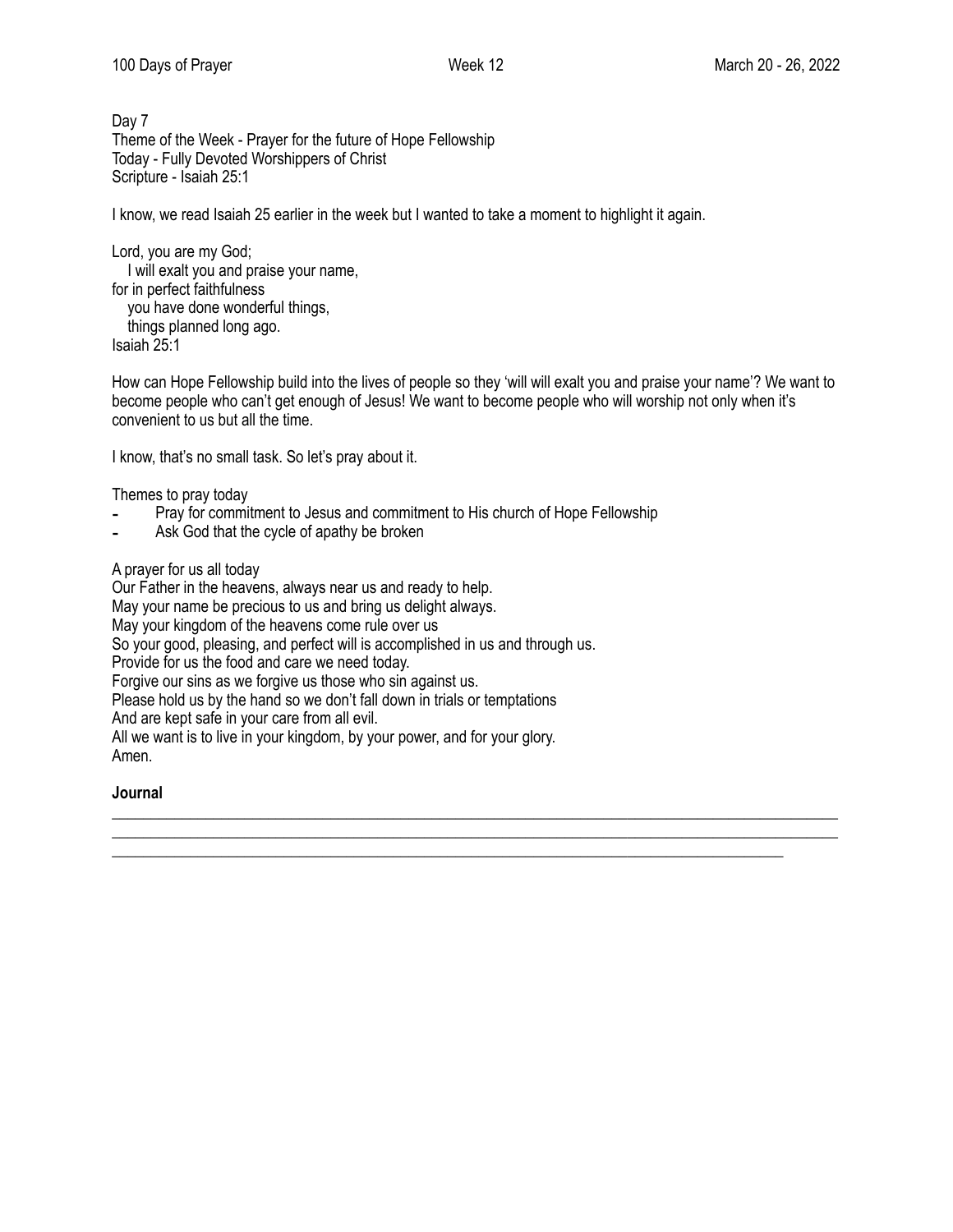Day 7
Theme of the Week - Prayer for the future of Hope Fellowship
Today - Fully Devoted Worshippers of Christ
Scripture - Isaiah 25:1

I know, we read Isaiah 25 earlier in the week but I wanted to take a moment to highlight it again.

Lord, you are my God;
   I will exalt you and praise your name,
for in perfect faithfulness
   you have done wonderful things,
   things planned long ago.
Isaiah 25:1

How can Hope Fellowship build into the lives of people so they 'will will exalt you and praise your name'? We want to become people who can't get enough of Jesus! We want to become people who will worship not only when it's convenient to us but all the time.

I know, that's no small task. So let's pray about it.

Themes to pray today

- Pray for commitment to Jesus and commitment to His church of Hope Fellowship
- Ask God that the cycle of apathy be broken

A prayer for us all today
Our Father in the heavens, always near us and ready to help.
May your name be precious to us and bring us delight always.
May your kingdom of the heavens come rule over us
So your good, pleasing, and perfect will is accomplished in us and through us.
Provide for us the food and care we need today.
Forgive our sins as we forgive us those who sin against us.
Please hold us by the hand so we don't fall down in trials or temptations
And are kept safe in your care from all evil.
All we want is to live in your kingdom, by your power, and for your glory.
Amen.

**Journal**

______________________________________________________________________________
______________________________________________________________________________
______________________________________________________________________________